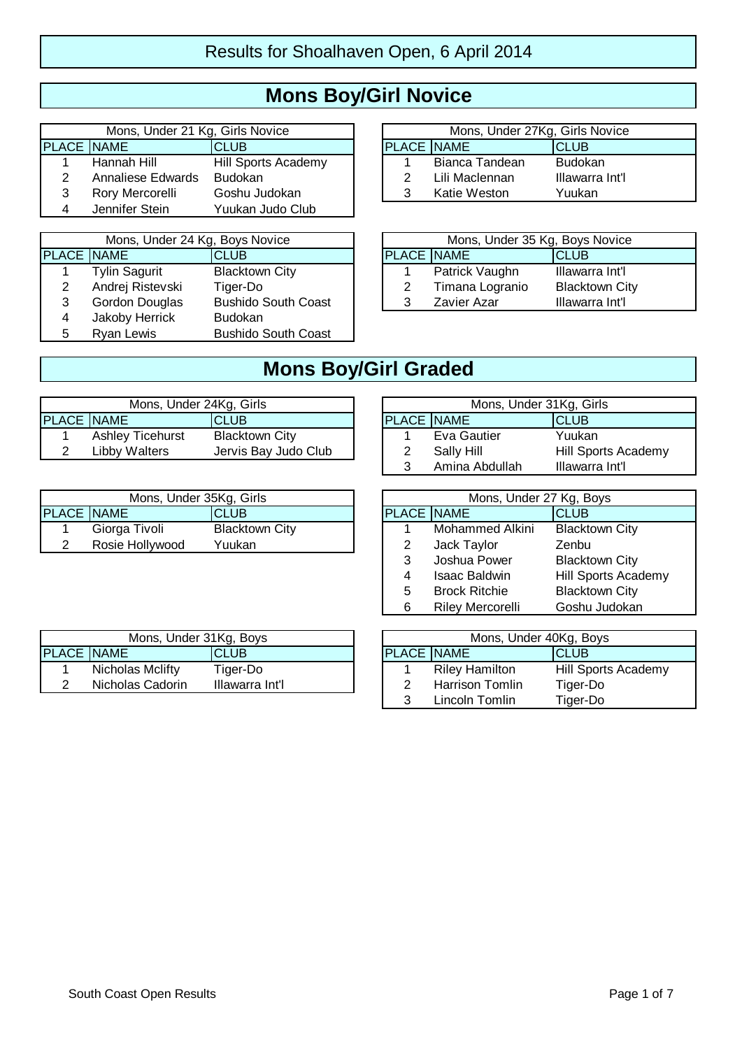# Results for Shoalhaven Open, 6 April 2014

## Mons Boy/Girl Novice

| Mons, Under 21 Kg, Girls Novice | | |
|---|---|---|
| PLACE | NAME | CLUB |
| 1 | Hannah Hill | Hill Sports Academy |
| 2 | Annaliese Edwards | Budokan |
| 3 | Rory Mercorelli | Goshu Judokan |
| 4 | Jennifer Stein | Yuukan Judo Club |

| Mons, Under 27Kg, Girls Novice | | |
|---|---|---|
| PLACE | NAME | CLUB |
| 1 | Bianca Tandean | Budokan |
| 2 | Lili Maclennan | Illawarra Int'l |
| 3 | Katie Weston | Yuukan |

| Mons, Under 24 Kg, Boys Novice | | |
|---|---|---|
| PLACE | NAME | CLUB |
| 1 | Tylin Sagurit | Blacktown City |
| 2 | Andrej Ristevski | Tiger-Do |
| 3 | Gordon Douglas | Bushido South Coast |
| 4 | Jakoby Herrick | Budokan |
| 5 | Ryan Lewis | Bushido South Coast |

| Mons, Under 35 Kg, Boys Novice | | |
|---|---|---|
| PLACE | NAME | CLUB |
| 1 | Patrick Vaughn | Illawarra Int'l |
| 2 | Timana Logranio | Blacktown City |
| 3 | Zavier Azar | Illawarra Int'l |

## Mons Boy/Girl Graded

| Mons, Under 24Kg, Girls | | |
|---|---|---|
| PLACE | NAME | CLUB |
| 1 | Ashley Ticehurst | Blacktown City |
| 2 | Libby Walters | Jervis Bay Judo Club |

| Mons, Under 31Kg, Girls | | |
|---|---|---|
| PLACE | NAME | CLUB |
| 1 | Eva Gautier | Yuukan |
| 2 | Sally Hill | Hill Sports Academy |
| 3 | Amina Abdullah | Illawarra Int'l |

| Mons, Under 35Kg, Girls | | |
|---|---|---|
| PLACE | NAME | CLUB |
| 1 | Giorga Tivoli | Blacktown City |
| 2 | Rosie Hollywood | Yuukan |

| Mons, Under 27 Kg, Boys | | |
|---|---|---|
| PLACE | NAME | CLUB |
| 1 | Mohammed Alkini | Blacktown City |
| 2 | Jack Taylor | Zenbu |
| 3 | Joshua Power | Blacktown City |
| 4 | Isaac Baldwin | Hill Sports Academy |
| 5 | Brock Ritchie | Blacktown City |
| 6 | Riley Mercorelli | Goshu Judokan |

| Mons, Under 31Kg, Boys | | |
|---|---|---|
| PLACE | NAME | CLUB |
| 1 | Nicholas Mclifty | Tiger-Do |
| 2 | Nicholas Cadorin | Illawarra Int'l |

| Mons, Under 40Kg, Boys | | |
|---|---|---|
| PLACE | NAME | CLUB |
| 1 | Riley Hamilton | Hill Sports Academy |
| 2 | Harrison Tomlin | Tiger-Do |
| 3 | Lincoln Tomlin | Tiger-Do |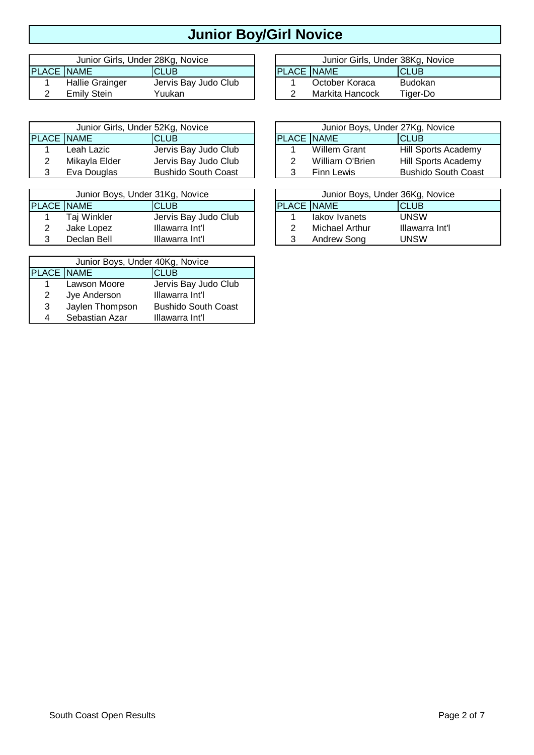# Junior Boy/Girl Novice

| Junior Girls, Under 28Kg, Novice | | |
|---|---|---|
| PLACE | NAME | CLUB |
| 1 | Hallie Grainger | Jervis Bay Judo Club |
| 2 | Emily Stein | Yuukan |

| Junior Girls, Under 38Kg, Novice | | |
|---|---|---|
| PLACE | NAME | CLUB |
| 1 | October Koraca | Budokan |
| 2 | Markita Hancock | Tiger-Do |

| Junior Girls, Under 52Kg, Novice | | |
|---|---|---|
| PLACE | NAME | CLUB |
| 1 | Leah Lazic | Jervis Bay Judo Club |
| 2 | Mikayla Elder | Jervis Bay Judo Club |
| 3 | Eva Douglas | Bushido South Coast |

| Junior Boys, Under 27Kg, Novice | | |
|---|---|---|
| PLACE | NAME | CLUB |
| 1 | Willem Grant | Hill Sports Academy |
| 2 | William O'Brien | Hill Sports Academy |
| 3 | Finn Lewis | Bushido South Coast |

| Junior Boys, Under 31Kg, Novice | | |
|---|---|---|
| PLACE | NAME | CLUB |
| 1 | Taj Winkler | Jervis Bay Judo Club |
| 2 | Jake Lopez | Illawarra Int'l |
| 3 | Declan Bell | Illawarra Int'l |

| Junior Boys, Under 36Kg, Novice | | |
|---|---|---|
| PLACE | NAME | CLUB |
| 1 | Iakov Ivanets | UNSW |
| 2 | Michael Arthur | Illawarra Int'l |
| 3 | Andrew Song | UNSW |

| Junior Boys, Under 40Kg, Novice | | |
|---|---|---|
| PLACE | NAME | CLUB |
| 1 | Lawson Moore | Jervis Bay Judo Club |
| 2 | Jye Anderson | Illawarra Int'l |
| 3 | Jaylen Thompson | Bushido South Coast |
| 4 | Sebastian Azar | Illawarra Int'l |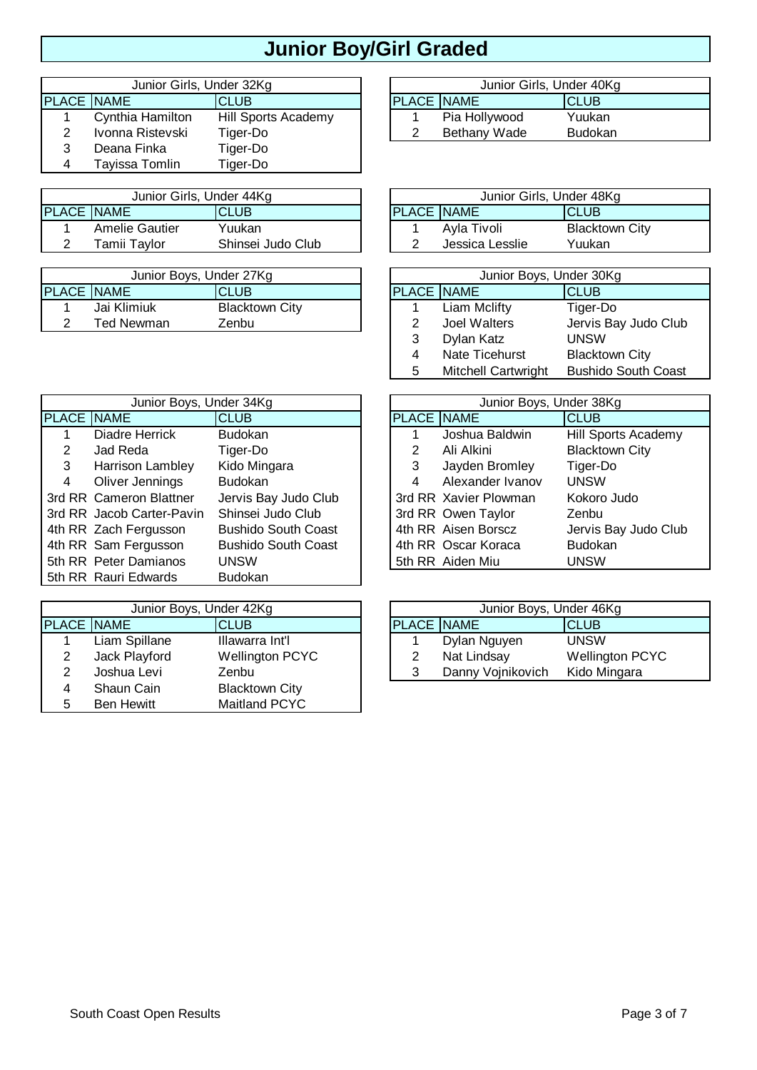# Junior Boy/Girl Graded

### Junior Girls, Under 32Kg

| PLACE | NAME | CLUB |
|---|---|---|
| 1 | Cynthia Hamilton | Hill Sports Academy |
| 2 | Ivonna Ristevski | Tiger-Do |
| 3 | Deana Finka | Tiger-Do |
| 4 | Tayissa Tomlin | Tiger-Do |

### Junior Girls, Under 40Kg

| PLACE | NAME | CLUB |
|---|---|---|
| 1 | Pia Hollywood | Yuukan |
| 2 | Bethany Wade | Budokan |

### Junior Girls, Under 44Kg

| PLACE | NAME | CLUB |
|---|---|---|
| 1 | Amelie Gautier | Yuukan |
| 2 | Tamii Taylor | Shinsei Judo Club |

### Junior Girls, Under 48Kg

| PLACE | NAME | CLUB |
|---|---|---|
| 1 | Ayla Tivoli | Blacktown City |
| 2 | Jessica Lesslie | Yuukan |

### Junior Boys, Under 27Kg

| PLACE | NAME | CLUB |
|---|---|---|
| 1 | Jai Klimiuk | Blacktown City |
| 2 | Ted Newman | Zenbu |

### Junior Boys, Under 30Kg

| PLACE | NAME | CLUB |
|---|---|---|
| 1 | Liam Mclifty | Tiger-Do |
| 2 | Joel Walters | Jervis Bay Judo Club |
| 3 | Dylan Katz | UNSW |
| 4 | Nate Ticehurst | Blacktown City |
| 5 | Mitchell Cartwright | Bushido South Coast |

### Junior Boys, Under 34Kg

| PLACE | NAME | CLUB |
|---|---|---|
| 1 | Diadre Herrick | Budokan |
| 2 | Jad Reda | Tiger-Do |
| 3 | Harrison Lambley | Kido Mingara |
| 4 | Oliver Jennings | Budokan |
| 3rd RR | Cameron Blattner | Jervis Bay Judo Club |
| 3rd RR | Jacob Carter-Pavin | Shinsei Judo Club |
| 4th RR | Zach Fergusson | Bushido South Coast |
| 4th RR | Sam Fergusson | Bushido South Coast |
| 5th RR | Peter Damianos | UNSW |
| 5th RR | Rauri Edwards | Budokan |

### Junior Boys, Under 38Kg

| PLACE | NAME | CLUB |
|---|---|---|
| 1 | Joshua Baldwin | Hill Sports Academy |
| 2 | Ali Alkini | Blacktown City |
| 3 | Jayden Bromley | Tiger-Do |
| 4 | Alexander Ivanov | UNSW |
| 3rd RR | Xavier Plowman | Kokoro Judo |
| 3rd RR | Owen Taylor | Zenbu |
| 4th RR | Aisen Borscz | Jervis Bay Judo Club |
| 4th RR | Oscar Koraca | Budokan |
| 5th RR | Aiden Miu | UNSW |

### Junior Boys, Under 42Kg

| PLACE | NAME | CLUB |
|---|---|---|
| 1 | Liam Spillane | Illawarra Int'l |
| 2 | Jack Playford | Wellington PCYC |
| 2 | Joshua Levi | Zenbu |
| 4 | Shaun Cain | Blacktown City |
| 5 | Ben Hewitt | Maitland PCYC |

### Junior Boys, Under 46Kg

| PLACE | NAME | CLUB |
|---|---|---|
| 1 | Dylan Nguyen | UNSW |
| 2 | Nat Lindsay | Wellington PCYC |
| 3 | Danny Vojnikovich | Kido Mingara |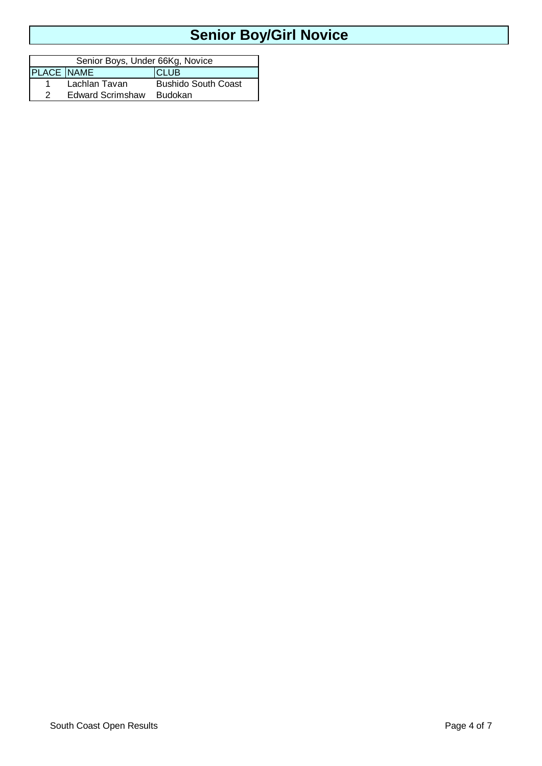# Senior Boy/Girl Novice

| Senior Boys, Under 66Kg, Novice | | |
|---|---|---|
| PLACE | NAME | CLUB |
| 1 | Lachlan Tavan | Bushido South Coast |
| 2 | Edward Scrimshaw | Budokan |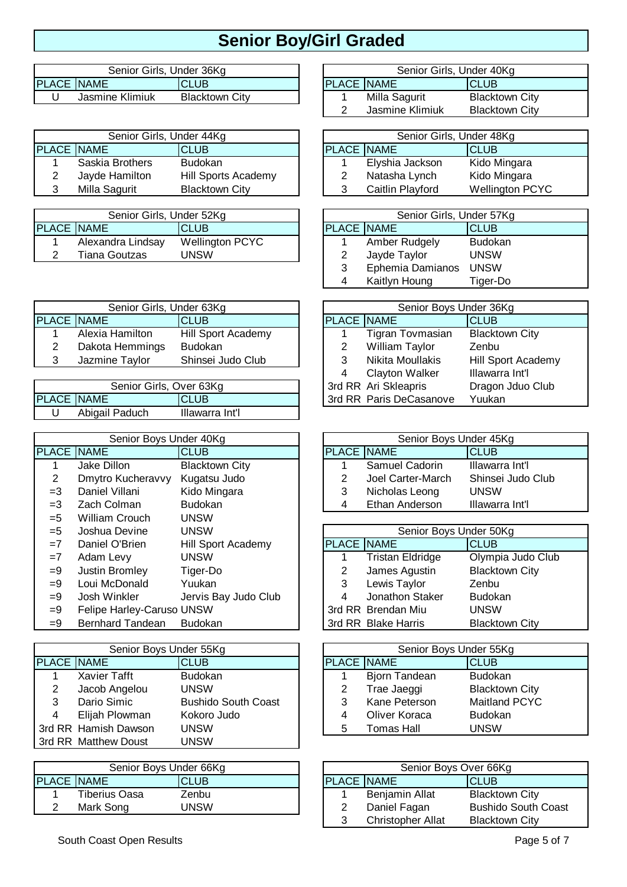# Senior Boy/Girl Graded

| Senior Girls, Under 36Kg | | |
|---|---|---|
| PLACE | NAME | CLUB |
| U | Jasmine Klimiuk | Blacktown City |

| Senior Girls, Under 40Kg | | |
|---|---|---|
| PLACE | NAME | CLUB |
| 1 | Milla Sagurit | Blacktown City |
| 2 | Jasmine Klimiuk | Blacktown City |

| Senior Girls, Under 44Kg | | |
|---|---|---|
| PLACE | NAME | CLUB |
| 1 | Saskia Brothers | Budokan |
| 2 | Jayde Hamilton | Hill Sports Academy |
| 3 | Milla Sagurit | Blacktown City |

| Senior Girls, Under 48Kg | | |
|---|---|---|
| PLACE | NAME | CLUB |
| 1 | Elyshia Jackson | Kido Mingara |
| 2 | Natasha Lynch | Kido Mingara |
| 3 | Caitlin Playford | Wellington PCYC |

| Senior Girls, Under 52Kg | | |
|---|---|---|
| PLACE | NAME | CLUB |
| 1 | Alexandra Lindsay | Wellington PCYC |
| 2 | Tiana Goutzas | UNSW |

| Senior Girls, Under 57Kg | | |
|---|---|---|
| PLACE | NAME | CLUB |
| 1 | Amber Rudgely | Budokan |
| 2 | Jayde Taylor | UNSW |
| 3 | Ephemia Damianos | UNSW |
| 4 | Kaitlyn Houng | Tiger-Do |

| Senior Girls, Under 63Kg | | |
|---|---|---|
| PLACE | NAME | CLUB |
| 1 | Alexia Hamilton | Hill Sport Academy |
| 2 | Dakota Hemmings | Budokan |
| 3 | Jazmine Taylor | Shinsei Judo Club |

| Senior Girls, Over 63Kg | | |
|---|---|---|
| PLACE | NAME | CLUB |
| U | Abigail Paduch | Illawarra Int'l |

| Senior Boys Under 36Kg | | |
|---|---|---|
| PLACE | NAME | CLUB |
| 1 | Tigran Tovmasian | Blacktown City |
| 2 | William Taylor | Zenbu |
| 3 | Nikita Moullakis | Hill Sport Academy |
| 4 | Clayton Walker | Illawarra Int'l |
| 3rd RR | Ari Skleapris | Dragon Jduo Club |
| 3rd RR | Paris DeCasanove | Yuukan |

| Senior Boys Under 40Kg | | |
|---|---|---|
| PLACE | NAME | CLUB |
| 1 | Jake Dillon | Blacktown City |
| 2 | Dmytro Kucheravvy | Kugatsu Judo |
| =3 | Daniel Villani | Kido Mingara |
| =3 | Zach Colman | Budokan |
| =5 | William Crouch | UNSW |
| =5 | Joshua Devine | UNSW |
| =7 | Daniel O'Brien | Hill Sport Academy |
| =7 | Adam Levy | UNSW |
| =9 | Justin Bromley | Tiger-Do |
| =9 | Loui McDonald | Yuukan |
| =9 | Josh Winkler | Jervis Bay Judo Club |
| =9 | Felipe Harley-Caruso | UNSW |
| =9 | Bernhard Tandean | Budokan |

| Senior Boys Under 45Kg | | |
|---|---|---|
| PLACE | NAME | CLUB |
| 1 | Samuel Cadorin | Illawarra Int'l |
| 2 | Joel Carter-March | Shinsei Judo Club |
| 3 | Nicholas Leong | UNSW |
| 4 | Ethan Anderson | Illawarra Int'l |

| Senior Boys Under 50Kg | | |
|---|---|---|
| PLACE | NAME | CLUB |
| 1 | Tristan Eldridge | Olympia Judo Club |
| 2 | James Agustin | Blacktown City |
| 3 | Lewis Taylor | Zenbu |
| 4 | Jonathon Staker | Budokan |
| 3rd RR | Brendan Miu | UNSW |
| 3rd RR | Blake Harris | Blacktown City |

| Senior Boys Under 55Kg | | |
|---|---|---|
| PLACE | NAME | CLUB |
| 1 | Xavier Tafft | Budokan |
| 2 | Jacob Angelou | UNSW |
| 3 | Dario Simic | Bushido South Coast |
| 4 | Elijah Plowman | Kokoro Judo |
| 3rd RR | Hamish Dawson | UNSW |
| 3rd RR | Matthew Doust | UNSW |

| Senior Boys Under 55Kg | | |
|---|---|---|
| PLACE | NAME | CLUB |
| 1 | Bjorn Tandean | Budokan |
| 2 | Trae Jaeggi | Blacktown City |
| 3 | Kane Peterson | Maitland PCYC |
| 4 | Oliver Koraca | Budokan |
| 5 | Tomas Hall | UNSW |

| Senior Boys Under 66Kg | | |
|---|---|---|
| PLACE | NAME | CLUB |
| 1 | Tiberius Oasa | Zenbu |
| 2 | Mark Song | UNSW |

| Senior Boys Over 66Kg | | |
|---|---|---|
| PLACE | NAME | CLUB |
| 1 | Benjamin Allat | Blacktown City |
| 2 | Daniel Fagan | Bushido South Coast |
| 3 | Christopher Allat | Blacktown City |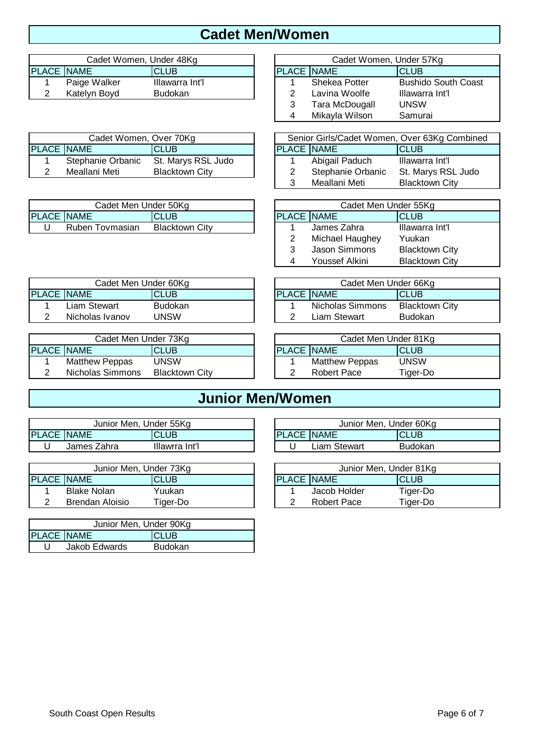# Cadet Men/Women

| Cadet Women, Under 48Kg | | |
|---|---|---|
| PLACE | NAME | CLUB |
| 1 | Paige Walker | Illawarra Int'l |
| 2 | Katelyn Boyd | Budokan |

| Cadet Women, Under 57Kg | | |
|---|---|---|
| PLACE | NAME | CLUB |
| 1 | Shekea Potter | Bushido South Coast |
| 2 | Lavina Woolfe | Illawarra Int'l |
| 3 | Tara McDougall | UNSW |
| 4 | Mikayla Wilson | Samurai |

| Cadet Women, Over 70Kg | | |
|---|---|---|
| PLACE | NAME | CLUB |
| 1 | Stephanie Orbanic | St. Marys RSL Judo |
| 2 | Meallani Meti | Blacktown City |

| Senior Girls/Cadet Women, Over 63Kg Combined | | |
|---|---|---|
| PLACE | NAME | CLUB |
| 1 | Abigail Paduch | Illawarra Int'l |
| 2 | Stephanie Orbanic | St. Marys RSL Judo |
| 3 | Meallani Meti | Blacktown City |

| Cadet Men Under 50Kg | | |
|---|---|---|
| PLACE | NAME | CLUB |
| U | Ruben Tovmasian | Blacktown City |

| Cadet Men Under 55Kg | | |
|---|---|---|
| PLACE | NAME | CLUB |
| 1 | James Zahra | Illawarra Int'l |
| 2 | Michael Haughey | Yuukan |
| 3 | Jason Simmons | Blacktown City |
| 4 | Youssef Alkini | Blacktown City |

| Cadet Men Under 60Kg | | |
|---|---|---|
| PLACE | NAME | CLUB |
| 1 | Liam Stewart | Budokan |
| 2 | Nicholas Ivanov | UNSW |

| Cadet Men Under 66Kg | | |
|---|---|---|
| PLACE | NAME | CLUB |
| 1 | Nicholas Simmons | Blacktown City |
| 2 | Liam Stewart | Budokan |

| Cadet Men Under 73Kg | | |
|---|---|---|
| PLACE | NAME | CLUB |
| 1 | Matthew Peppas | UNSW |
| 2 | Nicholas Simmons | Blacktown City |

| Cadet Men Under 81Kg | | |
|---|---|---|
| PLACE | NAME | CLUB |
| 1 | Matthew Peppas | UNSW |
| 2 | Robert Pace | Tiger-Do |

# Junior Men/Women

| Junior Men, Under 55Kg | | |
|---|---|---|
| PLACE | NAME | CLUB |
| U | James Zahra | Illawrra Int'l |

| Junior Men, Under 60Kg | | |
|---|---|---|
| PLACE | NAME | CLUB |
| U | Liam Stewart | Budokan |

| Junior Men, Under 73Kg | | |
|---|---|---|
| PLACE | NAME | CLUB |
| 1 | Blake Nolan | Yuukan |
| 2 | Brendan Aloisio | Tiger-Do |

| Junior Men, Under 81Kg | | |
|---|---|---|
| PLACE | NAME | CLUB |
| 1 | Jacob Holder | Tiger-Do |
| 2 | Robert Pace | Tiger-Do |

| Junior Men, Under 90Kg | | |
|---|---|---|
| PLACE | NAME | CLUB |
| U | Jakob Edwards | Budokan |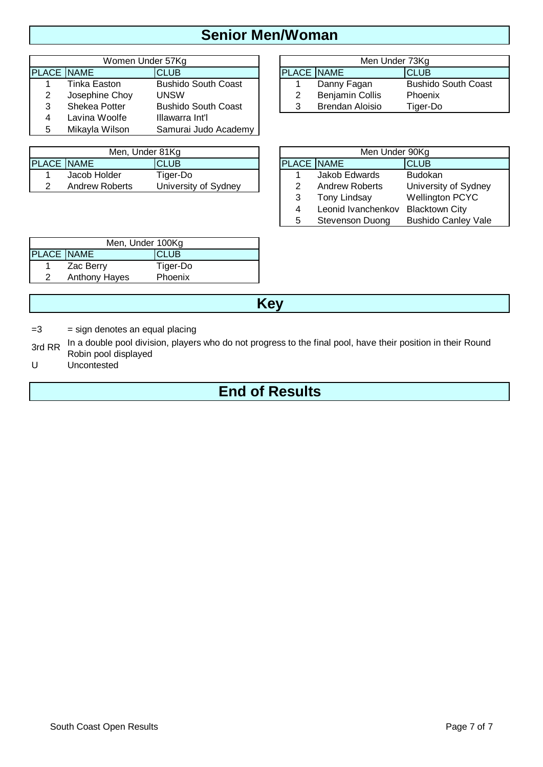# Senior Men/Woman

| Women Under 57Kg | | |
|---|---|---|
| PLACE | NAME | CLUB |
| 1 | Tinka Easton | Bushido South Coast |
| 2 | Josephine Choy | UNSW |
| 3 | Shekea Potter | Bushido South Coast |
| 4 | Lavina Woolfe | Illawarra Int'l |
| 5 | Mikayla Wilson | Samurai Judo Academy |

| Men Under 73Kg | | |
|---|---|---|
| PLACE | NAME | CLUB |
| 1 | Danny Fagan | Bushido South Coast |
| 2 | Benjamin Collis | Phoenix |
| 3 | Brendan Aloisio | Tiger-Do |

| Men, Under 81Kg | | |
|---|---|---|
| PLACE | NAME | CLUB |
| 1 | Jacob Holder | Tiger-Do |
| 2 | Andrew Roberts | University of Sydney |

| Men Under 90Kg | | |
|---|---|---|
| PLACE | NAME | CLUB |
| 1 | Jakob Edwards | Budokan |
| 2 | Andrew Roberts | University of Sydney |
| 3 | Tony Lindsay | Wellington PCYC |
| 4 | Leonid Ivanchenkov | Blacktown City |
| 5 | Stevenson Duong | Bushido Canley Vale |

| Men, Under 100Kg | | |
|---|---|---|
| PLACE | NAME | CLUB |
| 1 | Zac Berry | Tiger-Do |
| 2 | Anthony Hayes | Phoenix |

# Key

| | |
|---|---|
| =3 | = sign denotes an equal placing |
| 3rd RR | In a double pool division, players who do not progress to the final pool, have their position in their Round Robin pool displayed |
| U | Uncontested |

# End of Results